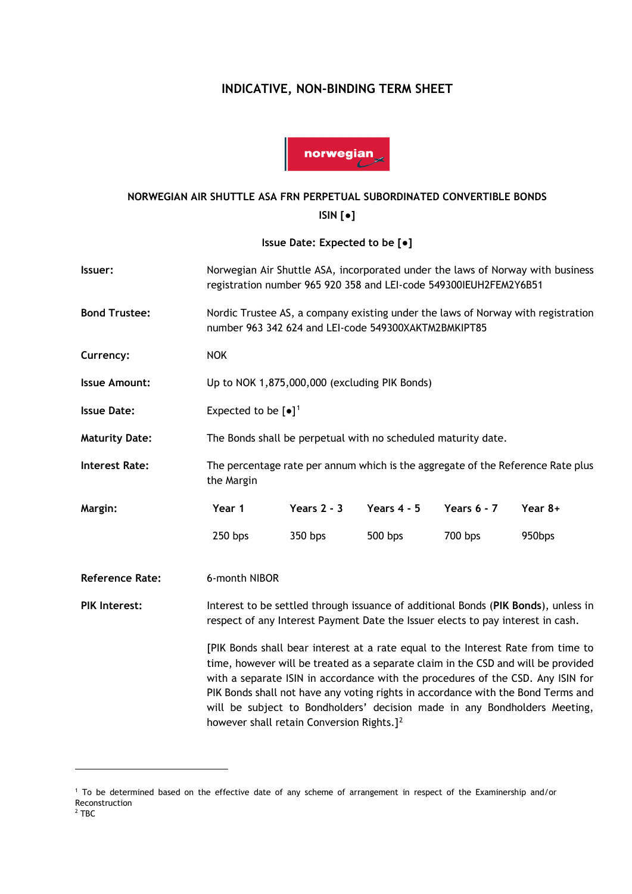# INDICATIVE, NON-BINDING TERM SHEET

## NORWEGIAN AIR SHUTTLE ASA FRN PERPETUAL SUBORDINATED CONVERTIBLE BONDS

**ISIN [●]**

**Issue Date: Expected to be [●]**

| | |
|---|---|
| **Issuer:** | Norwegian Air Shuttle ASA, incorporated under the laws of Norway with business registration number 965 920 358 and LEI-code 549300IEUH2FEM2Y6B51 |
| **Bond Trustee:** | Nordic Trustee AS, a company existing under the laws of Norway with registration number 963 342 624 and LEI-code 549300XAKTM2BMKIPT85 |
| **Currency:** | NOK |
| **Issue Amount:** | Up to NOK 1,875,000,000 (excluding PIK Bonds) |
| **Issue Date:** | Expected to be [●][1] |
| **Maturity Date:** | The Bonds shall be perpetual with no scheduled maturity date. |
| **Interest Rate:** | The percentage rate per annum which is the aggregate of the Reference Rate plus the Margin |

**Margin:**

| Year 1 | Years 2 - 3 | Years 4 - 5 | Years 6 - 7 | Year 8+ |
|---|---|---|---|---|
| 250 bps | 350 bps | 500 bps | 700 bps | 950bps |

| | |
|---|---|
| **Reference Rate:** | 6-month NIBOR |
| **PIK Interest:** | Interest to be settled through issuance of additional Bonds (**PIK Bonds**), unless in respect of any Interest Payment Date the Issuer elects to pay interest in cash. |

[PIK Bonds shall bear interest at a rate equal to the Interest Rate from time to time, however will be treated as a separate claim in the CSD and will be provided with a separate ISIN in accordance with the procedures of the CSD. Any ISIN for PIK Bonds shall not have any voting rights in accordance with the Bond Terms and will be subject to Bondholders' decision made in any Bondholders Meeting, however shall retain Conversion Rights.][2]

---

[1] To be determined based on the effective date of any scheme of arrangement in respect of the Examinership and/or Reconstruction

[2] TBC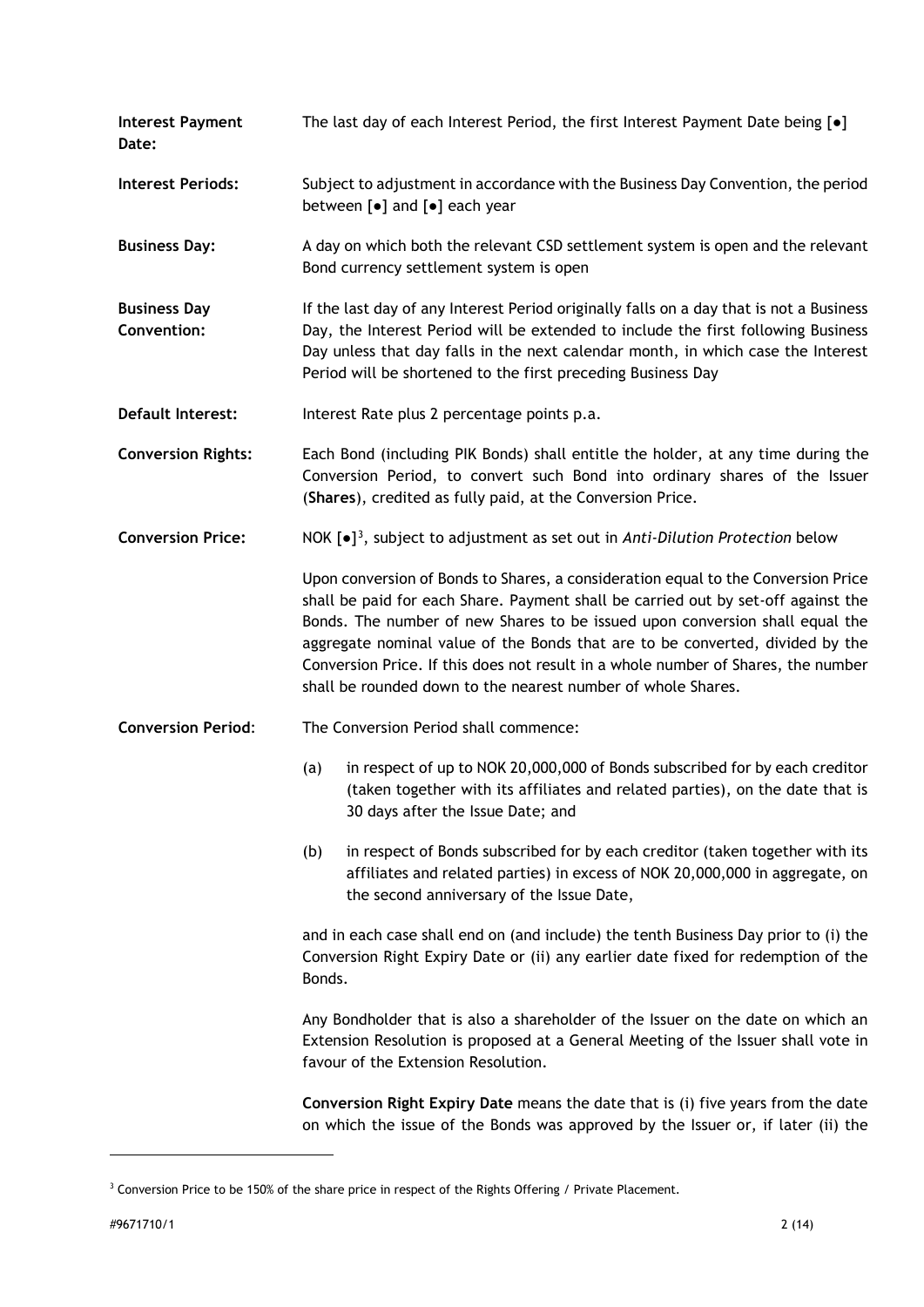| | |
|---|---|
| **Interest Payment Date:** | The last day of each Interest Period, the first Interest Payment Date being [●] |
| **Interest Periods:** | Subject to adjustment in accordance with the Business Day Convention, the period between [●] and [●] each year |
| **Business Day:** | A day on which both the relevant CSD settlement system is open and the relevant Bond currency settlement system is open |
| **Business Day Convention:** | If the last day of any Interest Period originally falls on a day that is not a Business Day, the Interest Period will be extended to include the first following Business Day unless that day falls in the next calendar month, in which case the Interest Period will be shortened to the first preceding Business Day |
| **Default Interest:** | Interest Rate plus 2 percentage points p.a. |
| **Conversion Rights:** | Each Bond (including PIK Bonds) shall entitle the holder, at any time during the Conversion Period, to convert such Bond into ordinary shares of the Issuer (**Shares**), credited as fully paid, at the Conversion Price. |
| **Conversion Price:** | NOK [●][3], subject to adjustment as set out in *Anti-Dilution Protection* below<br><br>Upon conversion of Bonds to Shares, a consideration equal to the Conversion Price shall be paid for each Share. Payment shall be carried out by set-off against the Bonds. The number of new Shares to be issued upon conversion shall equal the aggregate nominal value of the Bonds that are to be converted, divided by the Conversion Price. If this does not result in a whole number of Shares, the number shall be rounded down to the nearest number of whole Shares. |
| **Conversion Period**: | The Conversion Period shall commence:<br><br>(a) in respect of up to NOK 20,000,000 of Bonds subscribed for by each creditor (taken together with its affiliates and related parties), on the date that is 30 days after the Issue Date; and<br><br>(b) in respect of Bonds subscribed for by each creditor (taken together with its affiliates and related parties) in excess of NOK 20,000,000 in aggregate, on the second anniversary of the Issue Date,<br><br>and in each case shall end on (and include) the tenth Business Day prior to (i) the Conversion Right Expiry Date or (ii) any earlier date fixed for redemption of the Bonds.<br><br>Any Bondholder that is also a shareholder of the Issuer on the date on which an Extension Resolution is proposed at a General Meeting of the Issuer shall vote in favour of the Extension Resolution.<br><br>**Conversion Right Expiry Date** means the date that is (i) five years from the date on which the issue of the Bonds was approved by the Issuer or, if later (ii) the |

[3] Conversion Price to be 150% of the share price in respect of the Rights Offering / Private Placement.

#9671710/1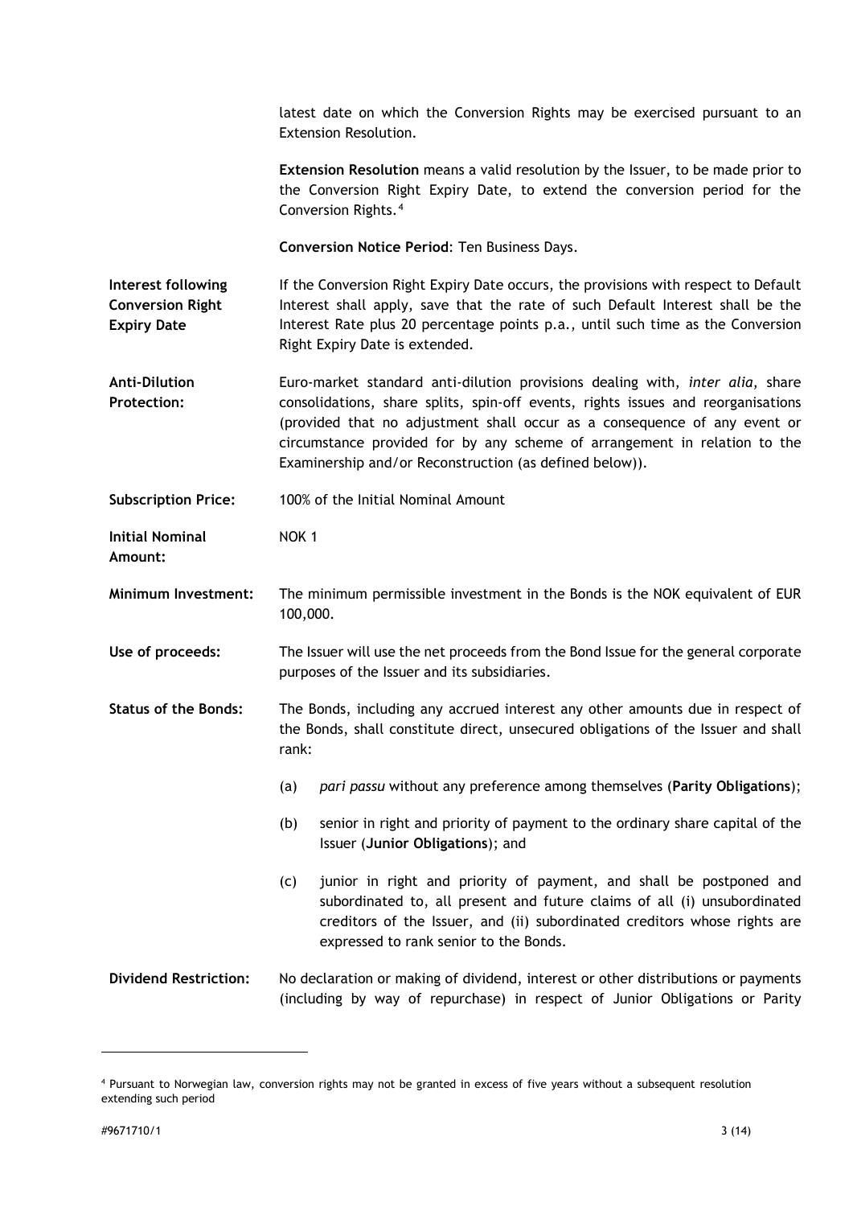latest date on which the Conversion Rights may be exercised pursuant to an Extension Resolution.

**Extension Resolution** means a valid resolution by the Issuer, to be made prior to the Conversion Right Expiry Date, to extend the conversion period for the Conversion Rights.[4]

**Conversion Notice Period**: Ten Business Days.

**Interest following Conversion Right Expiry Date**

If the Conversion Right Expiry Date occurs, the provisions with respect to Default Interest shall apply, save that the rate of such Default Interest shall be the Interest Rate plus 20 percentage points p.a., until such time as the Conversion Right Expiry Date is extended.

**Anti-Dilution Protection:**

Euro-market standard anti-dilution provisions dealing with, *inter alia*, share consolidations, share splits, spin-off events, rights issues and reorganisations (provided that no adjustment shall occur as a consequence of any event or circumstance provided for by any scheme of arrangement in relation to the Examinership and/or Reconstruction (as defined below)).

**Subscription Price:** 100% of the Initial Nominal Amount

**Initial Nominal Amount:** NOK 1

**Minimum Investment:** The minimum permissible investment in the Bonds is the NOK equivalent of EUR 100,000.

**Use of proceeds:** The Issuer will use the net proceeds from the Bond Issue for the general corporate purposes of the Issuer and its subsidiaries.

**Status of the Bonds:**

The Bonds, including any accrued interest any other amounts due in respect of the Bonds, shall constitute direct, unsecured obligations of the Issuer and shall rank:

(a) *pari passu* without any preference among themselves (**Parity Obligations**);

(b) senior in right and priority of payment to the ordinary share capital of the Issuer (**Junior Obligations**); and

(c) junior in right and priority of payment, and shall be postponed and subordinated to, all present and future claims of all (i) unsubordinated creditors of the Issuer, and (ii) subordinated creditors whose rights are expressed to rank senior to the Bonds.

**Dividend Restriction:**

No declaration or making of dividend, interest or other distributions or payments (including by way of repurchase) in respect of Junior Obligations or Parity

[4] Pursuant to Norwegian law, conversion rights may not be granted in excess of five years without a subsequent resolution extending such period

#9671710/1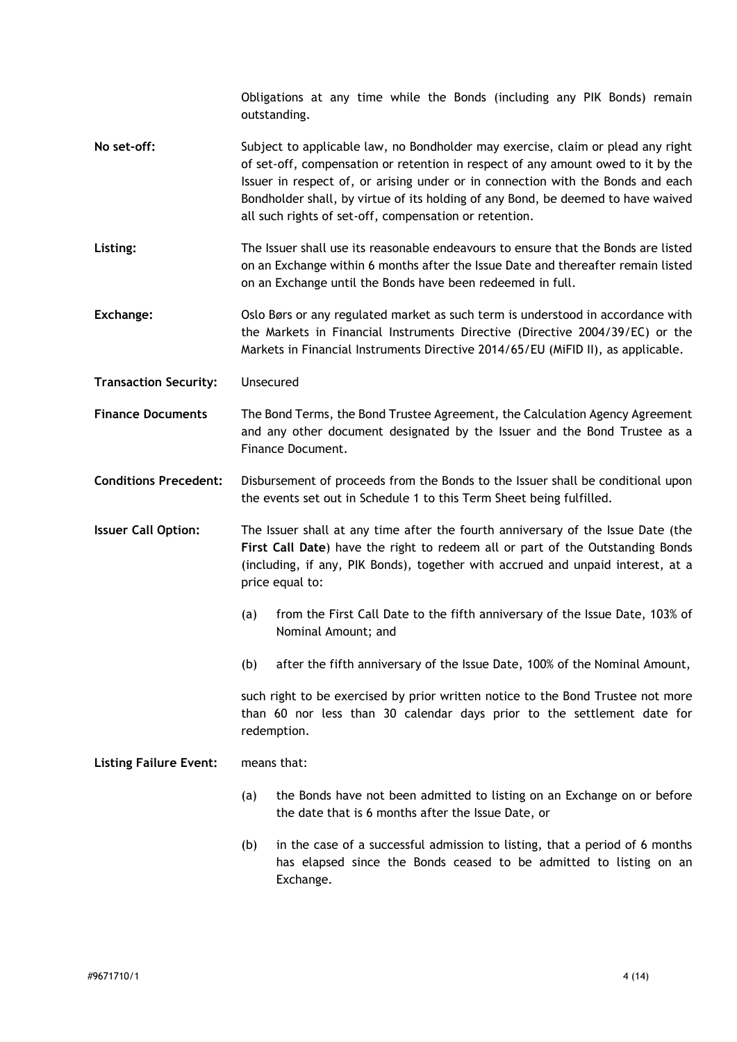Obligations at any time while the Bonds (including any PIK Bonds) remain outstanding.

**No set-off:** Subject to applicable law, no Bondholder may exercise, claim or plead any right of set-off, compensation or retention in respect of any amount owed to it by the Issuer in respect of, or arising under or in connection with the Bonds and each Bondholder shall, by virtue of its holding of any Bond, be deemed to have waived all such rights of set-off, compensation or retention.

**Listing:** The Issuer shall use its reasonable endeavours to ensure that the Bonds are listed on an Exchange within 6 months after the Issue Date and thereafter remain listed on an Exchange until the Bonds have been redeemed in full.

**Exchange:** Oslo Børs or any regulated market as such term is understood in accordance with the Markets in Financial Instruments Directive (Directive 2004/39/EC) or the Markets in Financial Instruments Directive 2014/65/EU (MiFID II), as applicable.

**Transaction Security:** Unsecured

**Finance Documents** The Bond Terms, the Bond Trustee Agreement, the Calculation Agency Agreement and any other document designated by the Issuer and the Bond Trustee as a Finance Document.

**Conditions Precedent:** Disbursement of proceeds from the Bonds to the Issuer shall be conditional upon the events set out in Schedule 1 to this Term Sheet being fulfilled.

**Issuer Call Option:** The Issuer shall at any time after the fourth anniversary of the Issue Date (the **First Call Date**) have the right to redeem all or part of the Outstanding Bonds (including, if any, PIK Bonds), together with accrued and unpaid interest, at a price equal to:

(a) from the First Call Date to the fifth anniversary of the Issue Date, 103% of Nominal Amount; and

(b) after the fifth anniversary of the Issue Date, 100% of the Nominal Amount,

such right to be exercised by prior written notice to the Bond Trustee not more than 60 nor less than 30 calendar days prior to the settlement date for redemption.

**Listing Failure Event:** means that:

(a) the Bonds have not been admitted to listing on an Exchange on or before the date that is 6 months after the Issue Date, or

(b) in the case of a successful admission to listing, that a period of 6 months has elapsed since the Bonds ceased to be admitted to listing on an Exchange.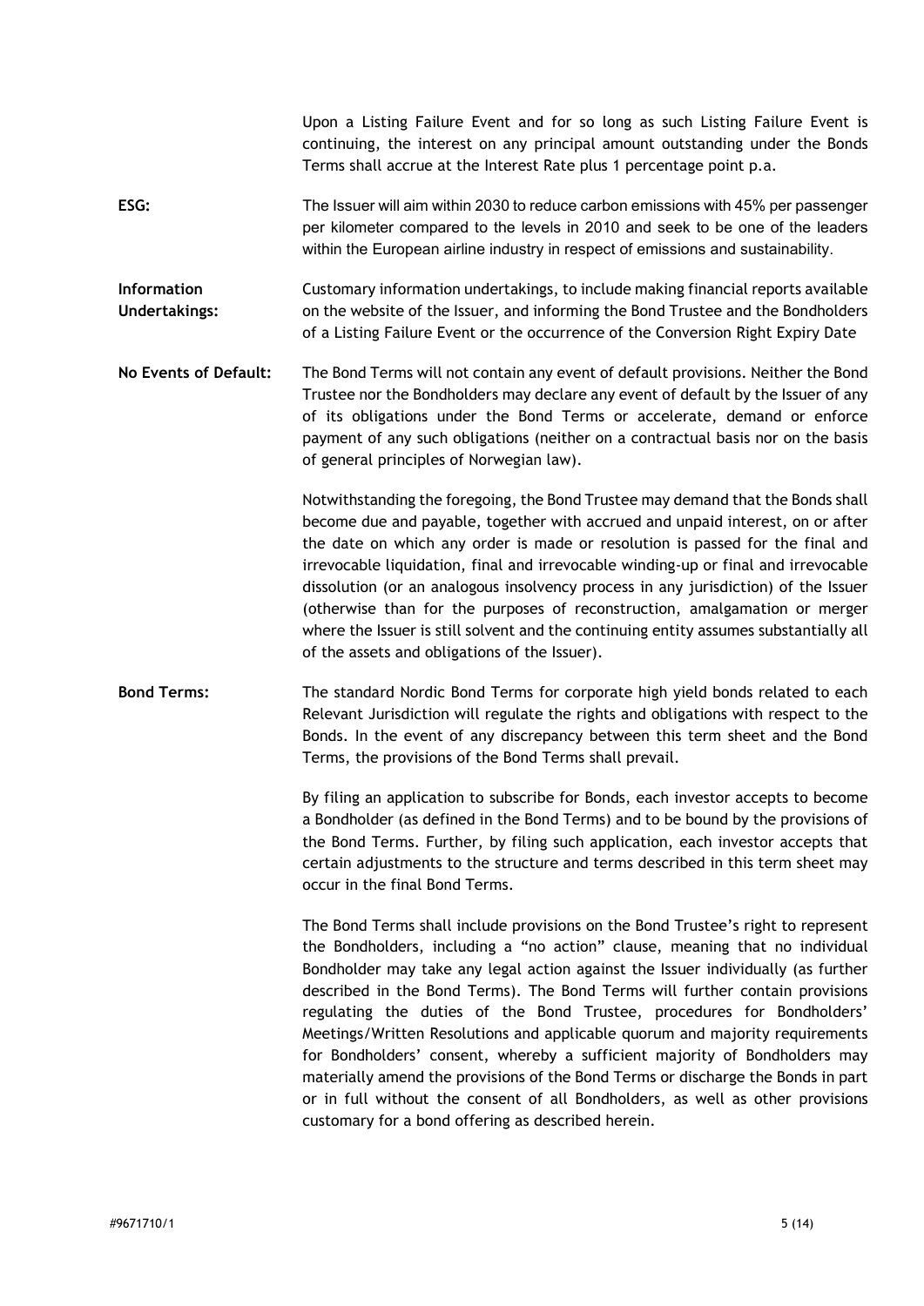Upon a Listing Failure Event and for so long as such Listing Failure Event is continuing, the interest on any principal amount outstanding under the Bonds Terms shall accrue at the Interest Rate plus 1 percentage point p.a.

**ESG:** The Issuer will aim within 2030 to reduce carbon emissions with 45% per passenger per kilometer compared to the levels in 2010 and seek to be one of the leaders within the European airline industry in respect of emissions and sustainability.

**Information Undertakings:** Customary information undertakings, to include making financial reports available on the website of the Issuer, and informing the Bond Trustee and the Bondholders of a Listing Failure Event or the occurrence of the Conversion Right Expiry Date

**No Events of Default:** The Bond Terms will not contain any event of default provisions. Neither the Bond Trustee nor the Bondholders may declare any event of default by the Issuer of any of its obligations under the Bond Terms or accelerate, demand or enforce payment of any such obligations (neither on a contractual basis nor on the basis of general principles of Norwegian law).

Notwithstanding the foregoing, the Bond Trustee may demand that the Bonds shall become due and payable, together with accrued and unpaid interest, on or after the date on which any order is made or resolution is passed for the final and irrevocable liquidation, final and irrevocable winding-up or final and irrevocable dissolution (or an analogous insolvency process in any jurisdiction) of the Issuer (otherwise than for the purposes of reconstruction, amalgamation or merger where the Issuer is still solvent and the continuing entity assumes substantially all of the assets and obligations of the Issuer).

**Bond Terms:** The standard Nordic Bond Terms for corporate high yield bonds related to each Relevant Jurisdiction will regulate the rights and obligations with respect to the Bonds. In the event of any discrepancy between this term sheet and the Bond Terms, the provisions of the Bond Terms shall prevail.

By filing an application to subscribe for Bonds, each investor accepts to become a Bondholder (as defined in the Bond Terms) and to be bound by the provisions of the Bond Terms. Further, by filing such application, each investor accepts that certain adjustments to the structure and terms described in this term sheet may occur in the final Bond Terms.

The Bond Terms shall include provisions on the Bond Trustee's right to represent the Bondholders, including a "no action" clause, meaning that no individual Bondholder may take any legal action against the Issuer individually (as further described in the Bond Terms). The Bond Terms will further contain provisions regulating the duties of the Bond Trustee, procedures for Bondholders' Meetings/Written Resolutions and applicable quorum and majority requirements for Bondholders' consent, whereby a sufficient majority of Bondholders may materially amend the provisions of the Bond Terms or discharge the Bonds in part or in full without the consent of all Bondholders, as well as other provisions customary for a bond offering as described herein.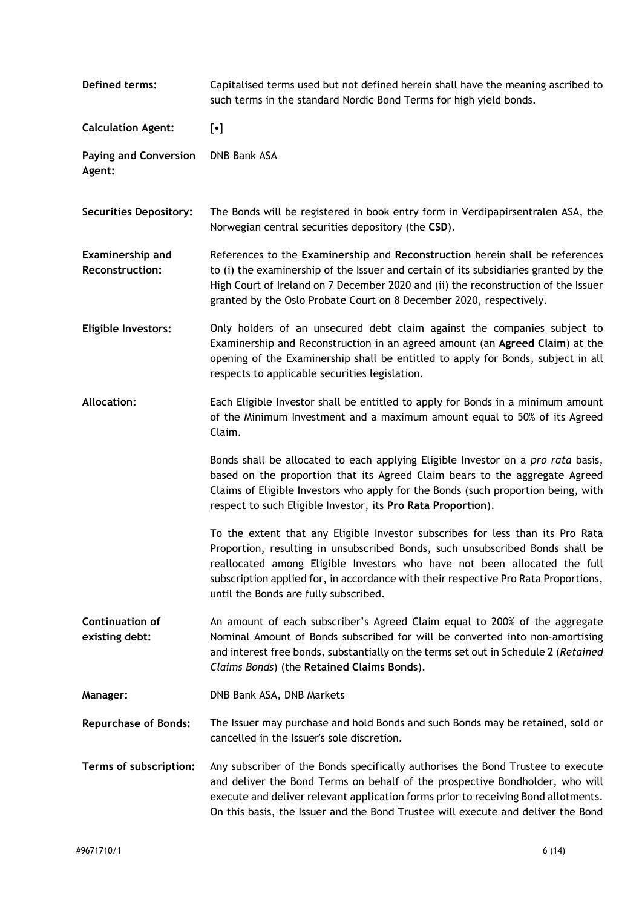| | |
|---|---|
| **Defined terms:** | Capitalised terms used but not defined herein shall have the meaning ascribed to such terms in the standard Nordic Bond Terms for high yield bonds. |
| **Calculation Agent:** | [•] |
| **Paying and Conversion Agent:** | DNB Bank ASA |
| **Securities Depository:** | The Bonds will be registered in book entry form in Verdipapirsentralen ASA, the Norwegian central securities depository (the **CSD**). |
| **Examinership and Reconstruction:** | References to the **Examinership** and **Reconstruction** herein shall be references to (i) the examinership of the Issuer and certain of its subsidiaries granted by the High Court of Ireland on 7 December 2020 and (ii) the reconstruction of the Issuer granted by the Oslo Probate Court on 8 December 2020, respectively. |
| **Eligible Investors:** | Only holders of an unsecured debt claim against the companies subject to Examinership and Reconstruction in an agreed amount (an **Agreed Claim**) at the opening of the Examinership shall be entitled to apply for Bonds, subject in all respects to applicable securities legislation. |
| **Allocation:** | Each Eligible Investor shall be entitled to apply for Bonds in a minimum amount of the Minimum Investment and a maximum amount equal to 50% of its Agreed Claim.<br><br>Bonds shall be allocated to each applying Eligible Investor on a *pro rata* basis, based on the proportion that its Agreed Claim bears to the aggregate Agreed Claims of Eligible Investors who apply for the Bonds (such proportion being, with respect to such Eligible Investor, its **Pro Rata Proportion**).<br><br>To the extent that any Eligible Investor subscribes for less than its Pro Rata Proportion, resulting in unsubscribed Bonds, such unsubscribed Bonds shall be reallocated among Eligible Investors who have not been allocated the full subscription applied for, in accordance with their respective Pro Rata Proportions, until the Bonds are fully subscribed. |
| **Continuation of existing debt:** | An amount of each subscriber's Agreed Claim equal to 200% of the aggregate Nominal Amount of Bonds subscribed for will be converted into non-amortising and interest free bonds, substantially on the terms set out in Schedule 2 (*Retained Claims Bonds*) (the **Retained Claims Bonds**). |
| **Manager:** | DNB Bank ASA, DNB Markets |
| **Repurchase of Bonds:** | The Issuer may purchase and hold Bonds and such Bonds may be retained, sold or cancelled in the Issuer's sole discretion. |
| **Terms of subscription:** | Any subscriber of the Bonds specifically authorises the Bond Trustee to execute and deliver the Bond Terms on behalf of the prospective Bondholder, who will execute and deliver relevant application forms prior to receiving Bond allotments. On this basis, the Issuer and the Bond Trustee will execute and deliver the Bond |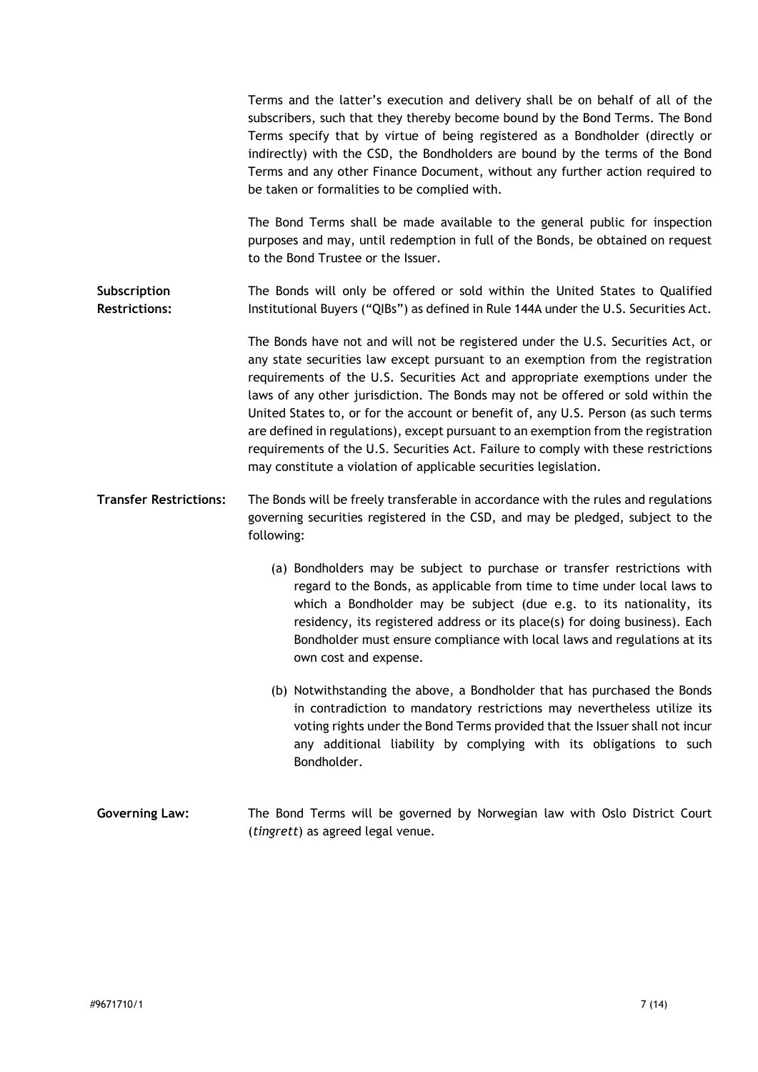Terms and the latter's execution and delivery shall be on behalf of all of the subscribers, such that they thereby become bound by the Bond Terms. The Bond Terms specify that by virtue of being registered as a Bondholder (directly or indirectly) with the CSD, the Bondholders are bound by the terms of the Bond Terms and any other Finance Document, without any further action required to be taken or formalities to be complied with.

The Bond Terms shall be made available to the general public for inspection purposes and may, until redemption in full of the Bonds, be obtained on request to the Bond Trustee or the Issuer.

**Subscription Restrictions:**

The Bonds will only be offered or sold within the United States to Qualified Institutional Buyers ("QIBs") as defined in Rule 144A under the U.S. Securities Act.

The Bonds have not and will not be registered under the U.S. Securities Act, or any state securities law except pursuant to an exemption from the registration requirements of the U.S. Securities Act and appropriate exemptions under the laws of any other jurisdiction. The Bonds may not be offered or sold within the United States to, or for the account or benefit of, any U.S. Person (as such terms are defined in regulations), except pursuant to an exemption from the registration requirements of the U.S. Securities Act. Failure to comply with these restrictions may constitute a violation of applicable securities legislation.

**Transfer Restrictions:**

The Bonds will be freely transferable in accordance with the rules and regulations governing securities registered in the CSD, and may be pledged, subject to the following:

(a) Bondholders may be subject to purchase or transfer restrictions with regard to the Bonds, as applicable from time to time under local laws to which a Bondholder may be subject (due e.g. to its nationality, its residency, its registered address or its place(s) for doing business). Each Bondholder must ensure compliance with local laws and regulations at its own cost and expense.

(b) Notwithstanding the above, a Bondholder that has purchased the Bonds in contradiction to mandatory restrictions may nevertheless utilize its voting rights under the Bond Terms provided that the Issuer shall not incur any additional liability by complying with its obligations to such Bondholder.

**Governing Law:**

The Bond Terms will be governed by Norwegian law with Oslo District Court (*tingrett*) as agreed legal venue.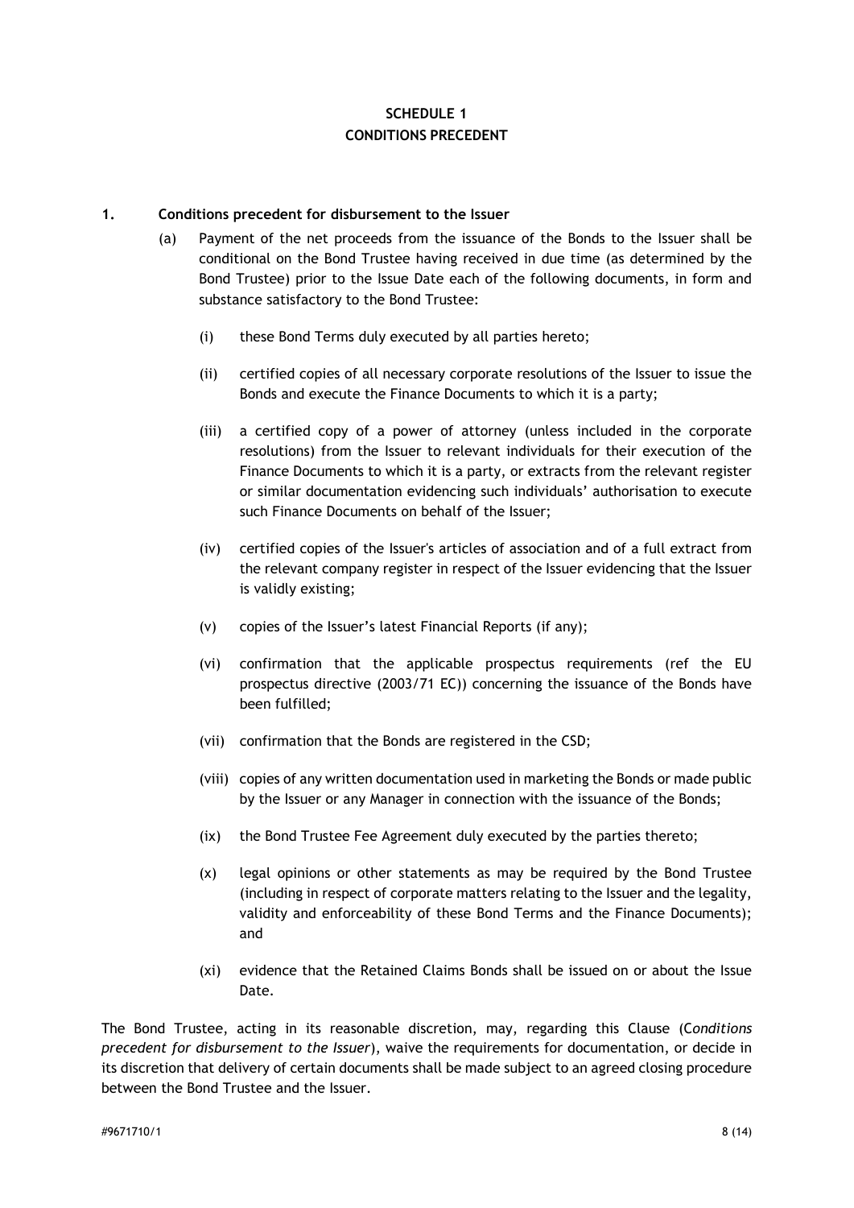## SCHEDULE 1
## CONDITIONS PRECEDENT

**1. Conditions precedent for disbursement to the Issuer**

(a) Payment of the net proceeds from the issuance of the Bonds to the Issuer shall be conditional on the Bond Trustee having received in due time (as determined by the Bond Trustee) prior to the Issue Date each of the following documents, in form and substance satisfactory to the Bond Trustee:

(i) these Bond Terms duly executed by all parties hereto;

(ii) certified copies of all necessary corporate resolutions of the Issuer to issue the Bonds and execute the Finance Documents to which it is a party;

(iii) a certified copy of a power of attorney (unless included in the corporate resolutions) from the Issuer to relevant individuals for their execution of the Finance Documents to which it is a party, or extracts from the relevant register or similar documentation evidencing such individuals' authorisation to execute such Finance Documents on behalf of the Issuer;

(iv) certified copies of the Issuer's articles of association and of a full extract from the relevant company register in respect of the Issuer evidencing that the Issuer is validly existing;

(v) copies of the Issuer's latest Financial Reports (if any);

(vi) confirmation that the applicable prospectus requirements (ref the EU prospectus directive (2003/71 EC)) concerning the issuance of the Bonds have been fulfilled;

(vii) confirmation that the Bonds are registered in the CSD;

(viii) copies of any written documentation used in marketing the Bonds or made public by the Issuer or any Manager in connection with the issuance of the Bonds;

(ix) the Bond Trustee Fee Agreement duly executed by the parties thereto;

(x) legal opinions or other statements as may be required by the Bond Trustee (including in respect of corporate matters relating to the Issuer and the legality, validity and enforceability of these Bond Terms and the Finance Documents); and

(xi) evidence that the Retained Claims Bonds shall be issued on or about the Issue Date.

The Bond Trustee, acting in its reasonable discretion, may, regarding this Clause (*Conditions precedent for disbursement to the Issuer*), waive the requirements for documentation, or decide in its discretion that delivery of certain documents shall be made subject to an agreed closing procedure between the Bond Trustee and the Issuer.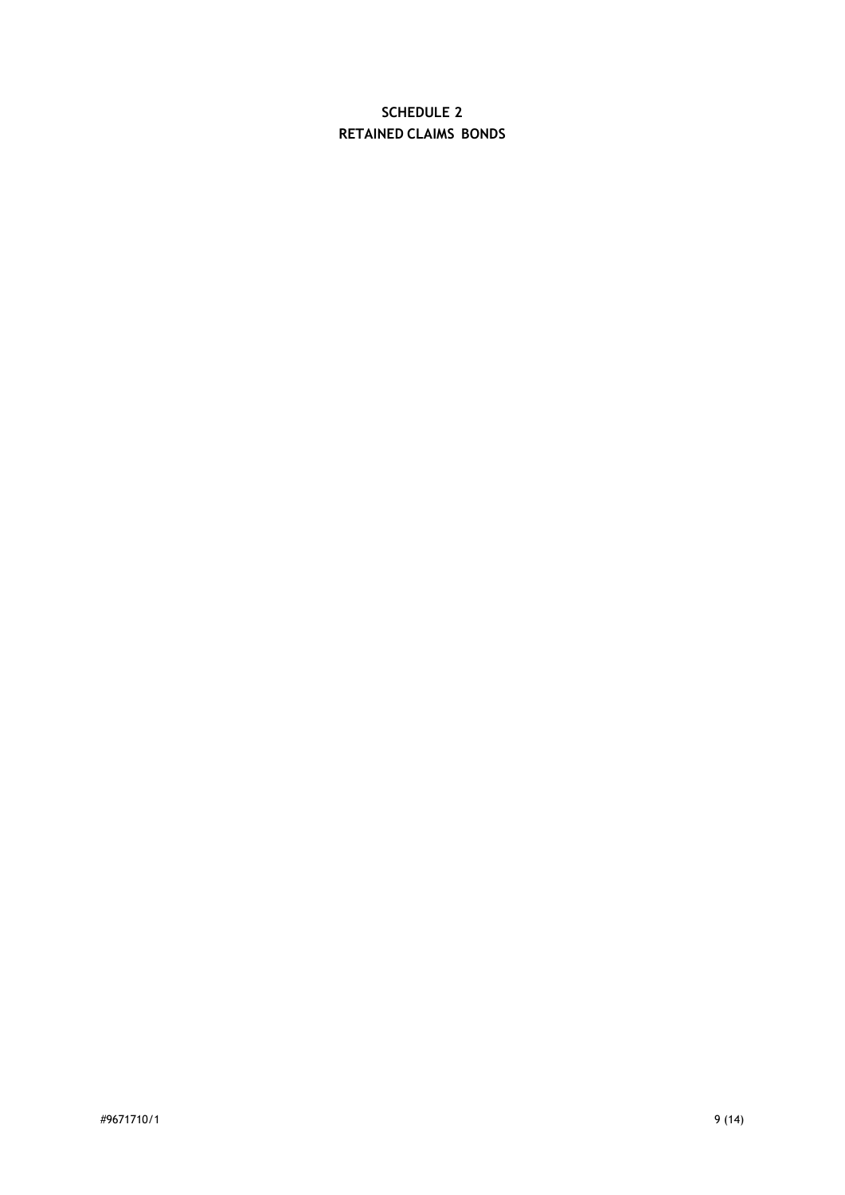# SCHEDULE 2
# RETAINED CLAIMS BONDS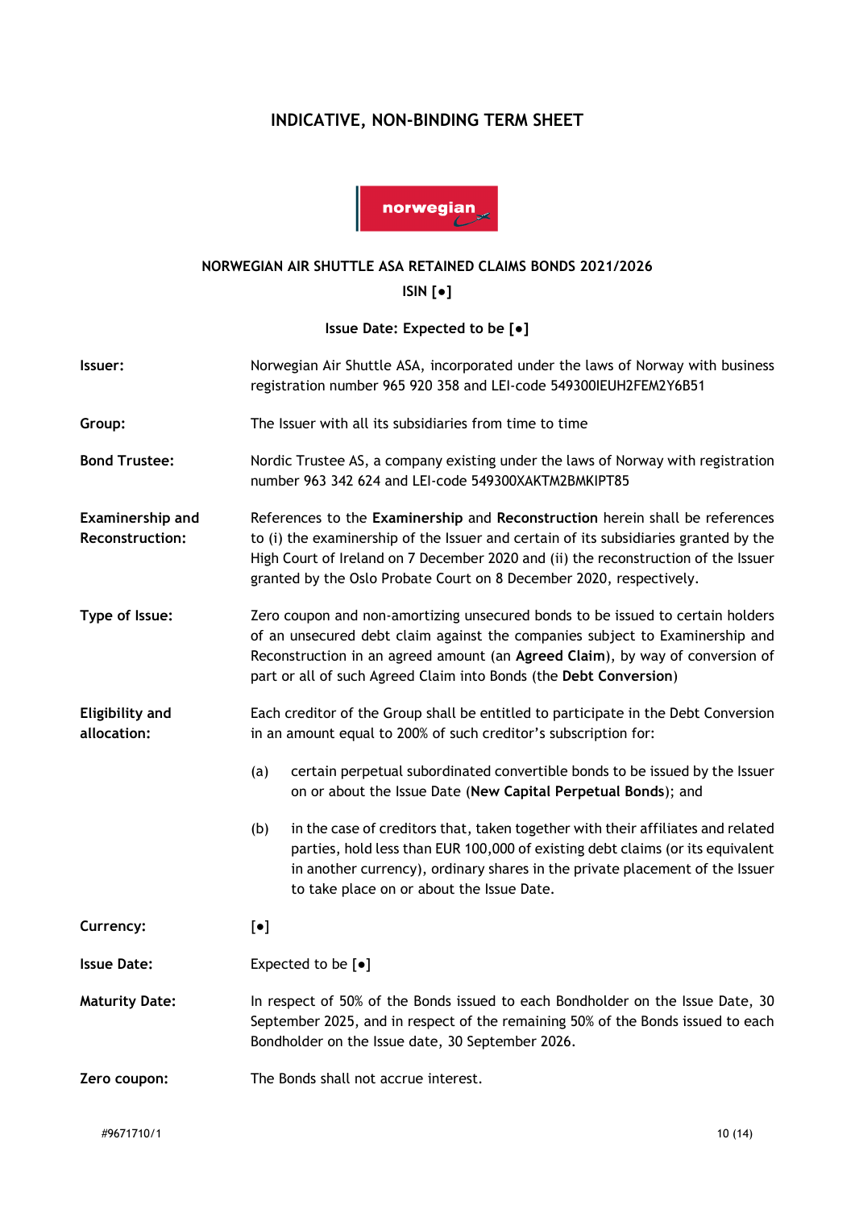# INDICATIVE, NON-BINDING TERM SHEET

**NORWEGIAN AIR SHUTTLE ASA RETAINED CLAIMS BONDS 2021/2026**

**ISIN [●]**

**Issue Date: Expected to be [●]**

| | |
|---|---|
| **Issuer:** | Norwegian Air Shuttle ASA, incorporated under the laws of Norway with business registration number 965 920 358 and LEI-code 549300IEUH2FEM2Y6B51 |
| **Group:** | The Issuer with all its subsidiaries from time to time |
| **Bond Trustee:** | Nordic Trustee AS, a company existing under the laws of Norway with registration number 963 342 624 and LEI-code 549300XAKTM2BMKIPT85 |
| **Examinership and Reconstruction:** | References to the **Examinership** and **Reconstruction** herein shall be references to (i) the examinership of the Issuer and certain of its subsidiaries granted by the High Court of Ireland on 7 December 2020 and (ii) the reconstruction of the Issuer granted by the Oslo Probate Court on 8 December 2020, respectively. |
| **Type of Issue:** | Zero coupon and non-amortizing unsecured bonds to be issued to certain holders of an unsecured debt claim against the companies subject to Examinership and Reconstruction in an agreed amount (an **Agreed Claim**), by way of conversion of part or all of such Agreed Claim into Bonds (the **Debt Conversion**) |
| **Eligibility and allocation:** | Each creditor of the Group shall be entitled to participate in the Debt Conversion in an amount equal to 200% of such creditor's subscription for:<br><br>(a) certain perpetual subordinated convertible bonds to be issued by the Issuer on or about the Issue Date (**New Capital Perpetual Bonds**); and<br><br>(b) in the case of creditors that, taken together with their affiliates and related parties, hold less than EUR 100,000 of existing debt claims (or its equivalent in another currency), ordinary shares in the private placement of the Issuer to take place on or about the Issue Date. |
| **Currency:** | [●] |
| **Issue Date:** | Expected to be [●] |
| **Maturity Date:** | In respect of 50% of the Bonds issued to each Bondholder on the Issue Date, 30 September 2025, and in respect of the remaining 50% of the Bonds issued to each Bondholder on the Issue date, 30 September 2026. |
| **Zero coupon:** | The Bonds shall not accrue interest. |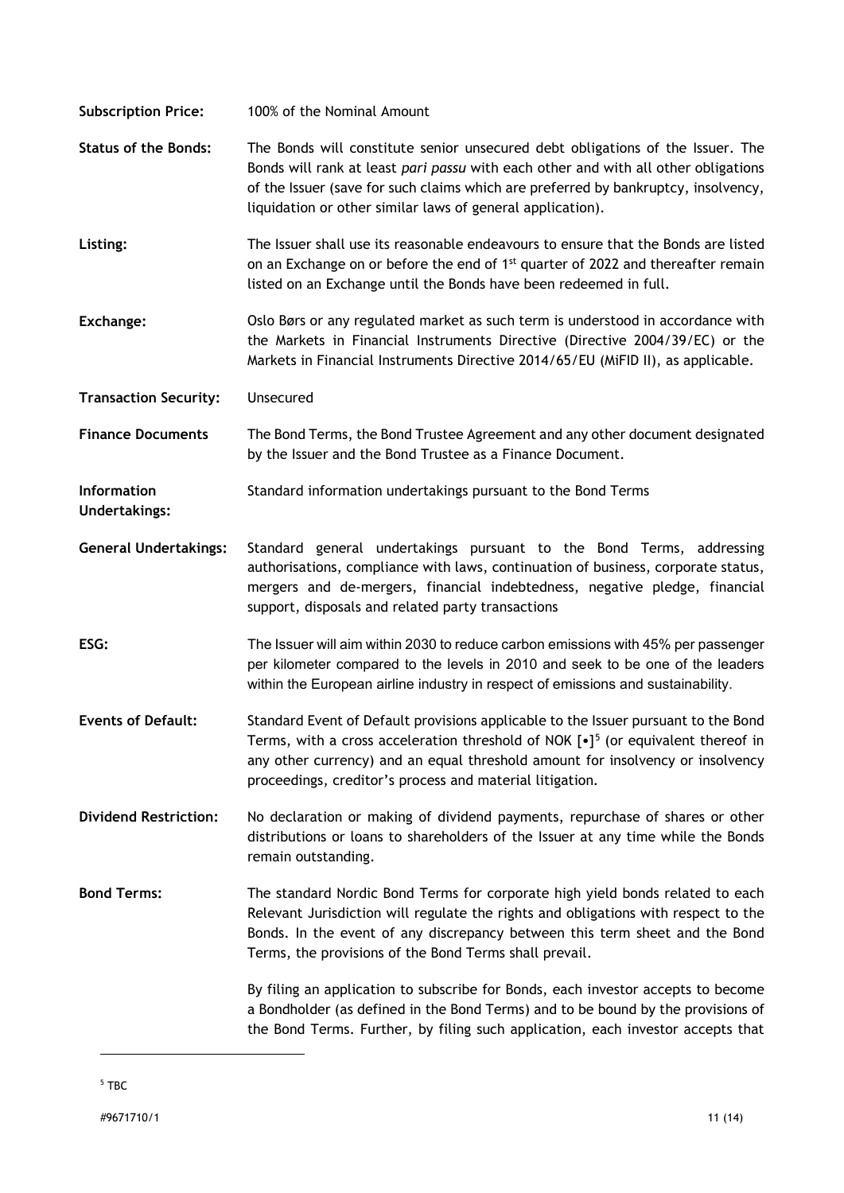**Subscription Price:** 100% of the Nominal Amount

**Status of the Bonds:** The Bonds will constitute senior unsecured debt obligations of the Issuer. The Bonds will rank at least *pari passu* with each other and with all other obligations of the Issuer (save for such claims which are preferred by bankruptcy, insolvency, liquidation or other similar laws of general application).

**Listing:** The Issuer shall use its reasonable endeavours to ensure that the Bonds are listed on an Exchange on or before the end of 1st quarter of 2022 and thereafter remain listed on an Exchange until the Bonds have been redeemed in full.

**Exchange:** Oslo Børs or any regulated market as such term is understood in accordance with the Markets in Financial Instruments Directive (Directive 2004/39/EC) or the Markets in Financial Instruments Directive 2014/65/EU (MiFID II), as applicable.

**Transaction Security:** Unsecured

**Finance Documents** The Bond Terms, the Bond Trustee Agreement and any other document designated by the Issuer and the Bond Trustee as a Finance Document.

**Information Undertakings:** Standard information undertakings pursuant to the Bond Terms

**General Undertakings:** Standard general undertakings pursuant to the Bond Terms, addressing authorisations, compliance with laws, continuation of business, corporate status, mergers and de-mergers, financial indebtedness, negative pledge, financial support, disposals and related party transactions

**ESG:** The Issuer will aim within 2030 to reduce carbon emissions with 45% per passenger per kilometer compared to the levels in 2010 and seek to be one of the leaders within the European airline industry in respect of emissions and sustainability.

**Events of Default:** Standard Event of Default provisions applicable to the Issuer pursuant to the Bond Terms, with a cross acceleration threshold of NOK [•][5] (or equivalent thereof in any other currency) and an equal threshold amount for insolvency or insolvency proceedings, creditor's process and material litigation.

**Dividend Restriction:** No declaration or making of dividend payments, repurchase of shares or other distributions or loans to shareholders of the Issuer at any time while the Bonds remain outstanding.

**Bond Terms:** The standard Nordic Bond Terms for corporate high yield bonds related to each Relevant Jurisdiction will regulate the rights and obligations with respect to the Bonds. In the event of any discrepancy between this term sheet and the Bond Terms, the provisions of the Bond Terms shall prevail.

By filing an application to subscribe for Bonds, each investor accepts to become a Bondholder (as defined in the Bond Terms) and to be bound by the provisions of the Bond Terms. Further, by filing such application, each investor accepts that

[5] TBC

#9671710/1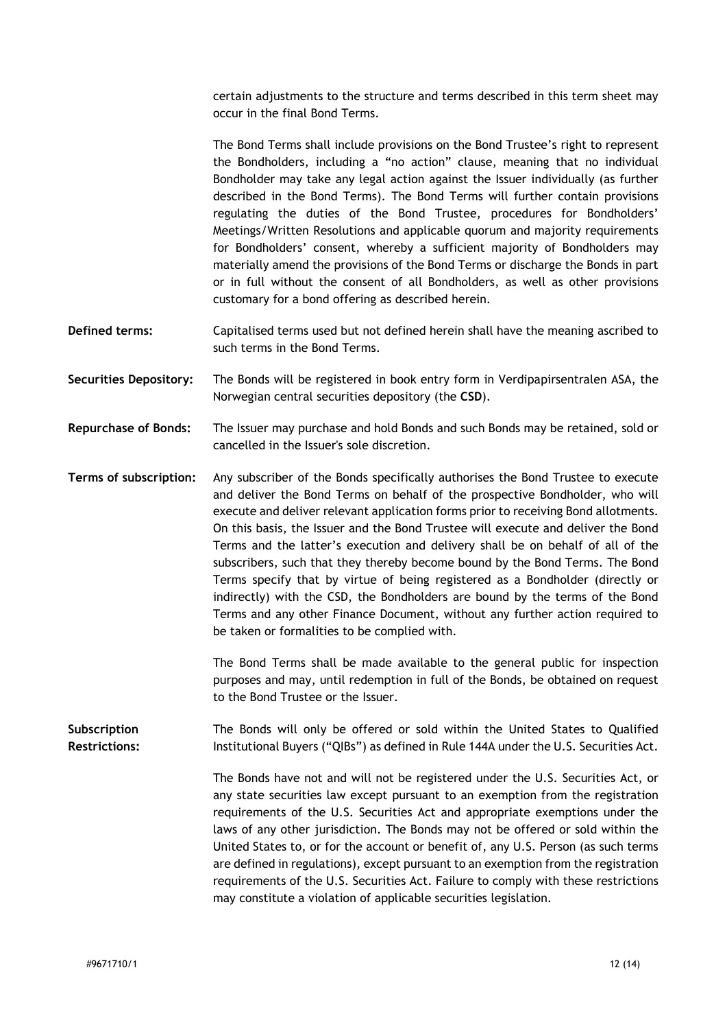certain adjustments to the structure and terms described in this term sheet may occur in the final Bond Terms.

The Bond Terms shall include provisions on the Bond Trustee's right to represent the Bondholders, including a "no action" clause, meaning that no individual Bondholder may take any legal action against the Issuer individually (as further described in the Bond Terms). The Bond Terms will further contain provisions regulating the duties of the Bond Trustee, procedures for Bondholders' Meetings/Written Resolutions and applicable quorum and majority requirements for Bondholders' consent, whereby a sufficient majority of Bondholders may materially amend the provisions of the Bond Terms or discharge the Bonds in part or in full without the consent of all Bondholders, as well as other provisions customary for a bond offering as described herein.

**Defined terms:** Capitalised terms used but not defined herein shall have the meaning ascribed to such terms in the Bond Terms.

**Securities Depository:** The Bonds will be registered in book entry form in Verdipapirsentralen ASA, the Norwegian central securities depository (the **CSD**).

**Repurchase of Bonds:** The Issuer may purchase and hold Bonds and such Bonds may be retained, sold or cancelled in the Issuer's sole discretion.

**Terms of subscription:** Any subscriber of the Bonds specifically authorises the Bond Trustee to execute and deliver the Bond Terms on behalf of the prospective Bondholder, who will execute and deliver relevant application forms prior to receiving Bond allotments. On this basis, the Issuer and the Bond Trustee will execute and deliver the Bond Terms and the latter's execution and delivery shall be on behalf of all of the subscribers, such that they thereby become bound by the Bond Terms. The Bond Terms specify that by virtue of being registered as a Bondholder (directly or indirectly) with the CSD, the Bondholders are bound by the terms of the Bond Terms and any other Finance Document, without any further action required to be taken or formalities to be complied with.

The Bond Terms shall be made available to the general public for inspection purposes and may, until redemption in full of the Bonds, be obtained on request to the Bond Trustee or the Issuer.

**Subscription Restrictions:** The Bonds will only be offered or sold within the United States to Qualified Institutional Buyers ("QIBs") as defined in Rule 144A under the U.S. Securities Act.

The Bonds have not and will not be registered under the U.S. Securities Act, or any state securities law except pursuant to an exemption from the registration requirements of the U.S. Securities Act and appropriate exemptions under the laws of any other jurisdiction. The Bonds may not be offered or sold within the United States to, or for the account or benefit of, any U.S. Person (as such terms are defined in regulations), except pursuant to an exemption from the registration requirements of the U.S. Securities Act. Failure to comply with these restrictions may constitute a violation of applicable securities legislation.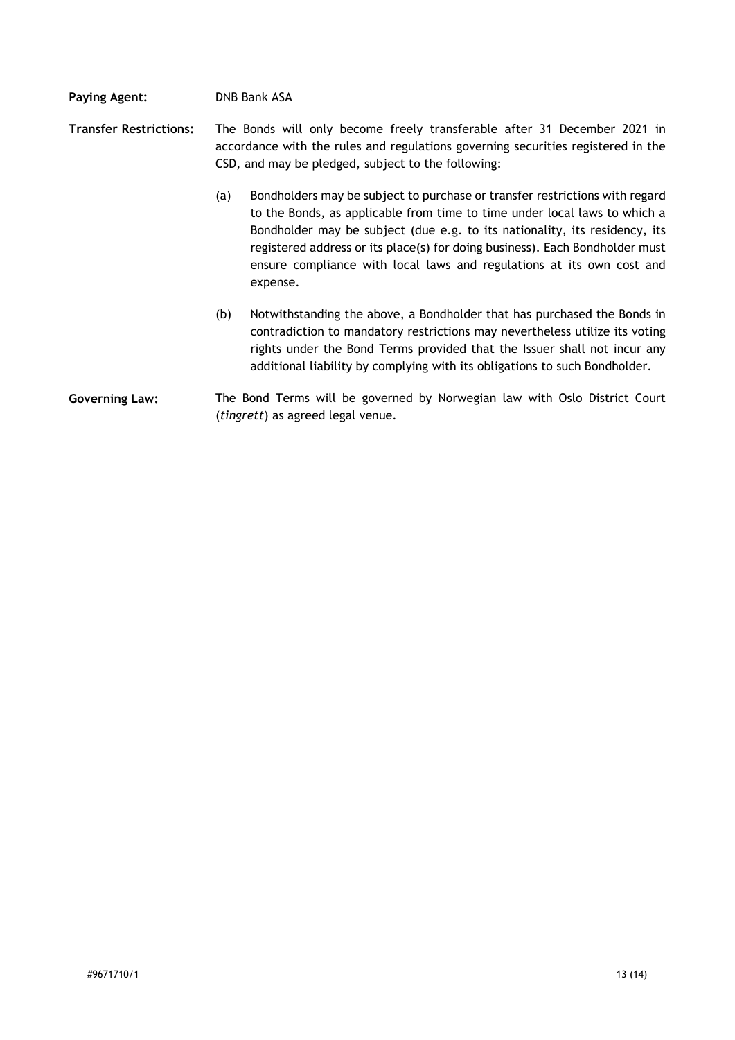**Paying Agent:** DNB Bank ASA

**Transfer Restrictions:** The Bonds will only become freely transferable after 31 December 2021 in accordance with the rules and regulations governing securities registered in the CSD, and may be pledged, subject to the following:

(a) Bondholders may be subject to purchase or transfer restrictions with regard to the Bonds, as applicable from time to time under local laws to which a Bondholder may be subject (due e.g. to its nationality, its residency, its registered address or its place(s) for doing business). Each Bondholder must ensure compliance with local laws and regulations at its own cost and expense.

(b) Notwithstanding the above, a Bondholder that has purchased the Bonds in contradiction to mandatory restrictions may nevertheless utilize its voting rights under the Bond Terms provided that the Issuer shall not incur any additional liability by complying with its obligations to such Bondholder.

**Governing Law:** The Bond Terms will be governed by Norwegian law with Oslo District Court (*tingrett*) as agreed legal venue.

#9671710/1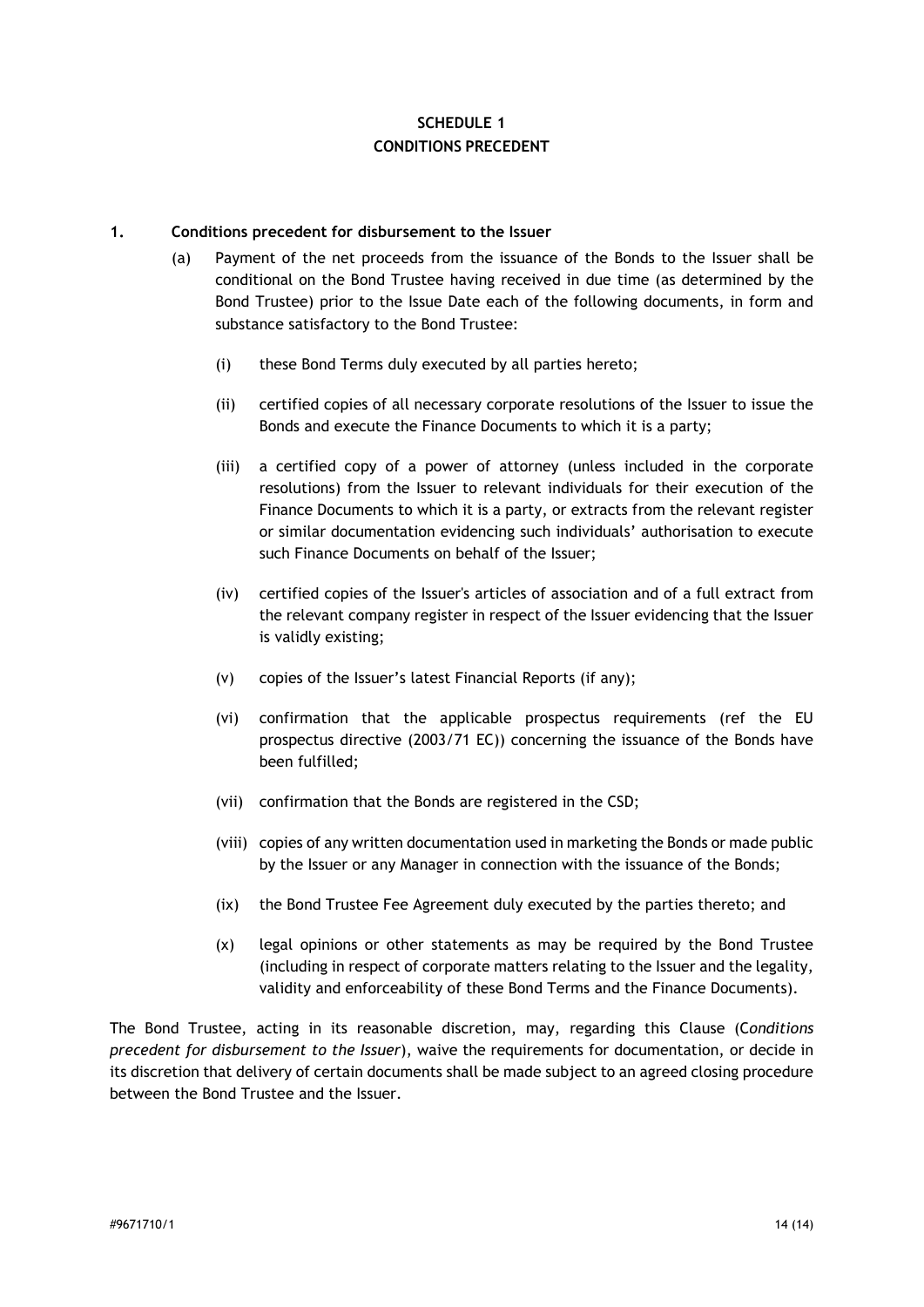# SCHEDULE 1
# CONDITIONS PRECEDENT

## 1. Conditions precedent for disbursement to the Issuer

(a) Payment of the net proceeds from the issuance of the Bonds to the Issuer shall be conditional on the Bond Trustee having received in due time (as determined by the Bond Trustee) prior to the Issue Date each of the following documents, in form and substance satisfactory to the Bond Trustee:

(i) these Bond Terms duly executed by all parties hereto;

(ii) certified copies of all necessary corporate resolutions of the Issuer to issue the Bonds and execute the Finance Documents to which it is a party;

(iii) a certified copy of a power of attorney (unless included in the corporate resolutions) from the Issuer to relevant individuals for their execution of the Finance Documents to which it is a party, or extracts from the relevant register or similar documentation evidencing such individuals' authorisation to execute such Finance Documents on behalf of the Issuer;

(iv) certified copies of the Issuer's articles of association and of a full extract from the relevant company register in respect of the Issuer evidencing that the Issuer is validly existing;

(v) copies of the Issuer's latest Financial Reports (if any);

(vi) confirmation that the applicable prospectus requirements (ref the EU prospectus directive (2003/71 EC)) concerning the issuance of the Bonds have been fulfilled;

(vii) confirmation that the Bonds are registered in the CSD;

(viii) copies of any written documentation used in marketing the Bonds or made public by the Issuer or any Manager in connection with the issuance of the Bonds;

(ix) the Bond Trustee Fee Agreement duly executed by the parties thereto; and

(x) legal opinions or other statements as may be required by the Bond Trustee (including in respect of corporate matters relating to the Issuer and the legality, validity and enforceability of these Bond Terms and the Finance Documents).

The Bond Trustee, acting in its reasonable discretion, may, regarding this Clause (*Conditions precedent for disbursement to the Issuer*), waive the requirements for documentation, or decide in its discretion that delivery of certain documents shall be made subject to an agreed closing procedure between the Bond Trustee and the Issuer.